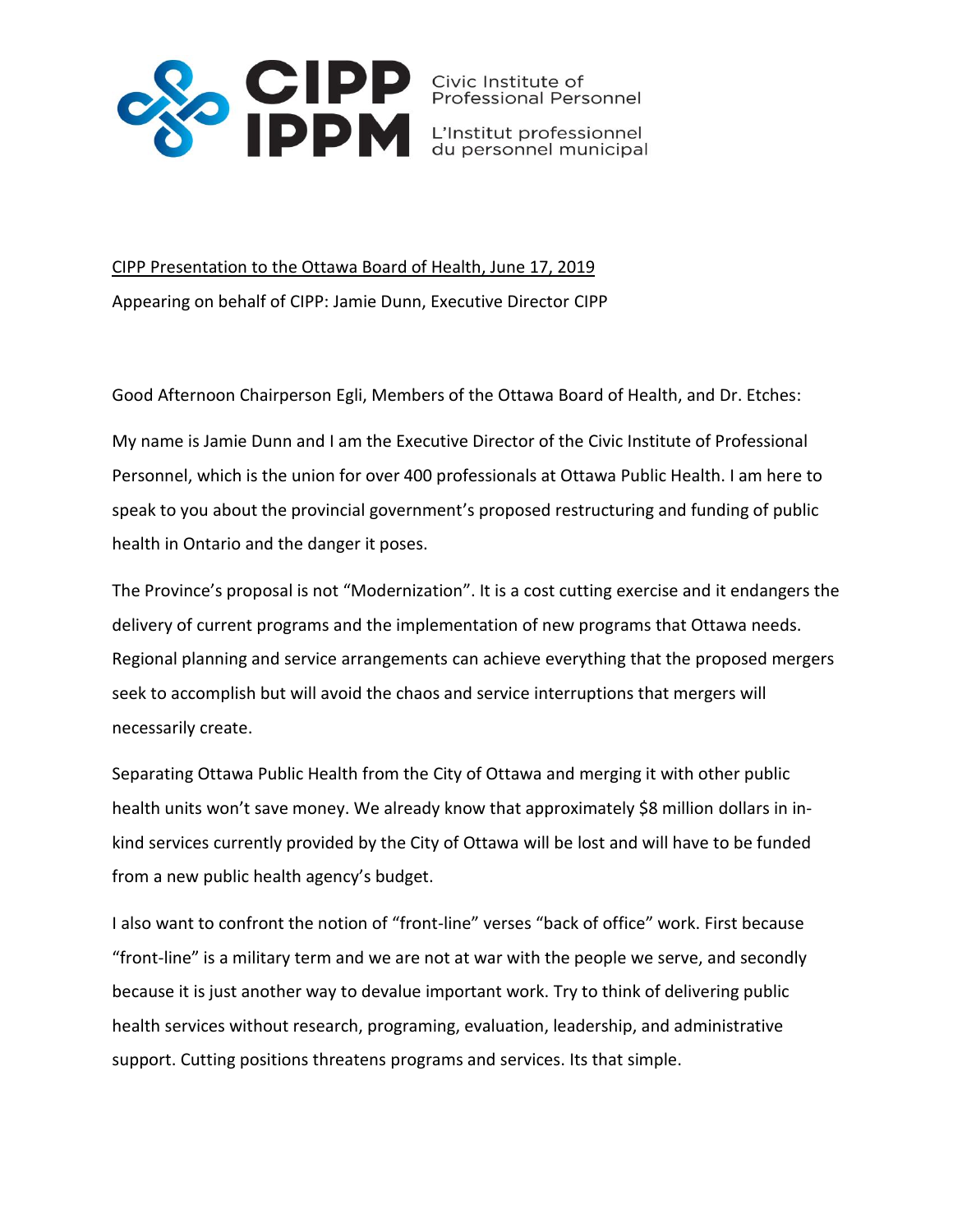CIPP IPPM

Civic Institute of Professional Personnel

L'Institut professionnel du personnel municipal

CIPP Presentation to the Ottawa Board of Health, June 17, 2019

Appearing on behalf of CIPP: Jamie Dunn, Executive Director CIPP

Good Afternoon Chairperson Egli, Members of the Ottawa Board of Health, and Dr. Etches:

My name is Jamie Dunn and I am the Executive Director of the Civic Institute of Professional Personnel, which is the union for over 400 professionals at Ottawa Public Health. I am here to speak to you about the provincial government's proposed restructuring and funding of public health in Ontario and the danger it poses.

The Province's proposal is not "Modernization". It is a cost cutting exercise and it endangers the delivery of current programs and the implementation of new programs that Ottawa needs. Regional planning and service arrangements can achieve everything that the proposed mergers seek to accomplish but will avoid the chaos and service interruptions that mergers will necessarily create.

Separating Ottawa Public Health from the City of Ottawa and merging it with other public health units won't save money. We already know that approximately $8 million dollars in in-kind services currently provided by the City of Ottawa will be lost and will have to be funded from a new public health agency's budget.

I also want to confront the notion of "front-line" verses "back of office" work. First because "front-line" is a military term and we are not at war with the people we serve, and secondly because it is just another way to devalue important work. Try to think of delivering public health services without research, programing, evaluation, leadership, and administrative support. Cutting positions threatens programs and services. Its that simple.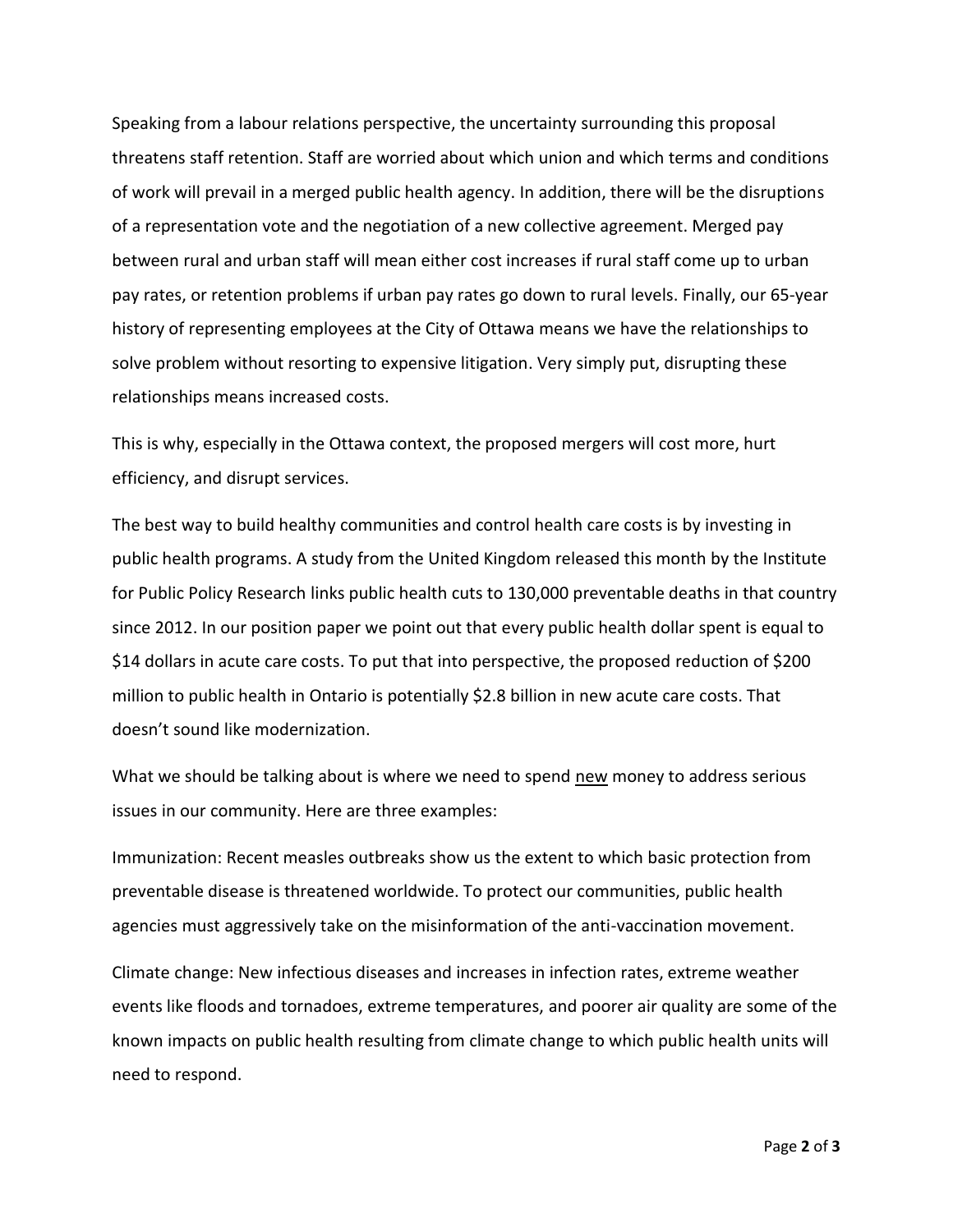Speaking from a labour relations perspective, the uncertainty surrounding this proposal threatens staff retention. Staff are worried about which union and which terms and conditions of work will prevail in a merged public health agency. In addition, there will be the disruptions of a representation vote and the negotiation of a new collective agreement. Merged pay between rural and urban staff will mean either cost increases if rural staff come up to urban pay rates, or retention problems if urban pay rates go down to rural levels. Finally, our 65-year history of representing employees at the City of Ottawa means we have the relationships to solve problem without resorting to expensive litigation. Very simply put, disrupting these relationships means increased costs.

This is why, especially in the Ottawa context, the proposed mergers will cost more, hurt efficiency, and disrupt services.

The best way to build healthy communities and control health care costs is by investing in public health programs. A study from the United Kingdom released this month by the Institute for Public Policy Research links public health cuts to 130,000 preventable deaths in that country since 2012. In our position paper we point out that every public health dollar spent is equal to $14 dollars in acute care costs. To put that into perspective, the proposed reduction of $200 million to public health in Ontario is potentially $2.8 billion in new acute care costs. That doesn't sound like modernization.

What we should be talking about is where we need to spend <u>new</u> money to address serious issues in our community. Here are three examples:

Immunization: Recent measles outbreaks show us the extent to which basic protection from preventable disease is threatened worldwide. To protect our communities, public health agencies must aggressively take on the misinformation of the anti-vaccination movement.

Climate change: New infectious diseases and increases in infection rates, extreme weather events like floods and tornadoes, extreme temperatures, and poorer air quality are some of the known impacts on public health resulting from climate change to which public health units will need to respond.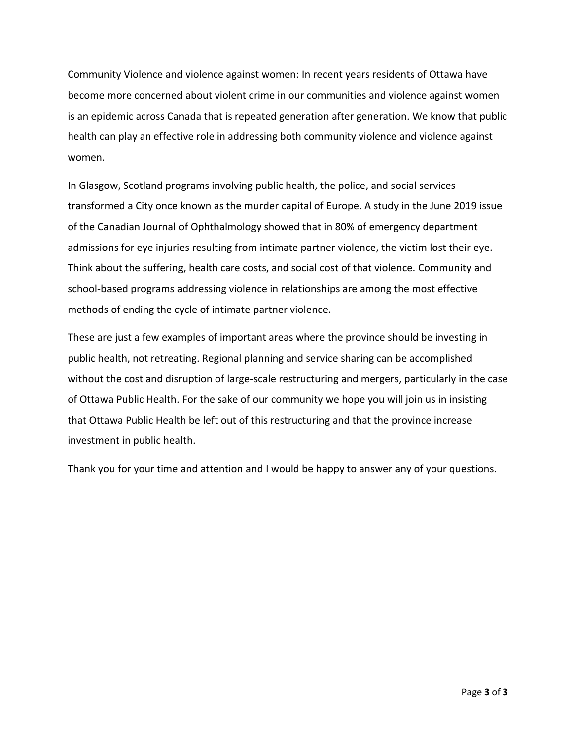Community Violence and violence against women: In recent years residents of Ottawa have become more concerned about violent crime in our communities and violence against women is an epidemic across Canada that is repeated generation after generation. We know that public health can play an effective role in addressing both community violence and violence against women.

In Glasgow, Scotland programs involving public health, the police, and social services transformed a City once known as the murder capital of Europe. A study in the June 2019 issue of the Canadian Journal of Ophthalmology showed that in 80% of emergency department admissions for eye injuries resulting from intimate partner violence, the victim lost their eye. Think about the suffering, health care costs, and social cost of that violence. Community and school-based programs addressing violence in relationships are among the most effective methods of ending the cycle of intimate partner violence.

These are just a few examples of important areas where the province should be investing in public health, not retreating. Regional planning and service sharing can be accomplished without the cost and disruption of large-scale restructuring and mergers, particularly in the case of Ottawa Public Health. For the sake of our community we hope you will join us in insisting that Ottawa Public Health be left out of this restructuring and that the province increase investment in public health.

Thank you for your time and attention and I would be happy to answer any of your questions.